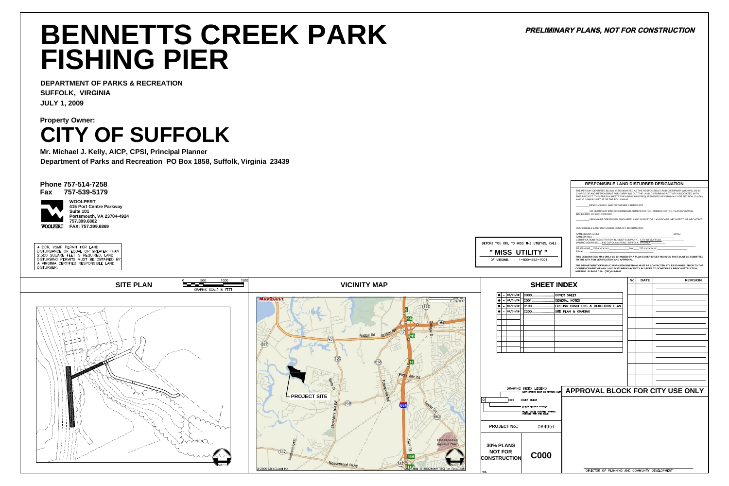# BENNETTS CREEK PARK FISHING PIER

***PRELIMINARY PLANS, NOT FOR CONSTRUCTION***

**DEPARTMENT OF PARKS & RECREATION**
**SUFFOLK, VIRGINIA**
**JULY 1, 2009**

**Property Owner:**

# CITY OF SUFFOLK

**Mr. Michael J. Kelly, AICP, CPSI, Principal Planner**
**Department of Parks and Recreation PO Box 1858, Suffolk, Virginia 23439**

**Phone 757-514-7258**
**Fax 757-539-5179**

**WOOLPERT**
**415 Port Centre Parkway**
**Suite 101**
**Portsmouth, VA 23704-4924**
**757.399.6882**
**FAX: 757.399.6869**

A DCR, VSMP PERMIT FOR LAND DISTURBANCE OF EQUAL OR GREATER THAN 2,500 SQUARE FEET IS REQUIRED. LAND DISTURBING PERMITS MUST BE OBTAINED BY A VIRGINIA CERTIFIED RESPONSIBLE LAND DISTURBER.

BEFORE YOU DIG, TO MISS THE UTILITIES, CALL
**" MISS UTILITY "**
OF VIRGINIA 1-800-552-7001

## RESPONSIBLE LAND DISTURBER DESIGNATION

THE PERSON IDENTIFIED BELOW IS DESIGNATED AS THE RESPONSIBLE LAND DISTURBER WHO WILL BE IN CHARGE OF AND RESPONSIBLE FOR CARRYING OUT THE LAND DISTURBING ACTIVITY ASSOCIATED WITH THIS PROJECT. THIS PERSON MEETS THE APPLICABLE REQUIREMENTS OF VIRGINIA CODE SECTION 10.1-563 AND 10.1-566 BY VIRTUE OF THE FOLLOWING:

_______RESPONSIBLE LAND DISTURBER CERTIFICATE

_______OR CERTIFICATION FOR COMBINED ADMINISTRATOR, ADMINISTRATOR, PLAN REVIEWER, INSPECTOR, OR CONTRACTOR.

_______VIRGINIA PROFESSIONAL ENGINEER, LAND SURVEYOR, LANDSCAPE ARCHITECT, OR ARCHITECT.

RESPONSIBLE LAND DISTURBER CONTACT INFORMATION:

NAME (SIGNATURE)_______________________________ DATE: _______
NAME (PRINT)_______________________________
CERTIFICATION/ REGISTRATION NUMBER COMPANY__ CITY OF SUFFOLK
MAILING ADDRESS___ 866 CAROLINA ROAD, SUFFOLK, VIRGINIA
TELEPHONE__ 757-XXXXXXX ________ FAX___ 757-XXXXXXX
E-MAIL_______________________________

**THIS DESIGNATION MAY ONLY BE CHANGED BY A PLAN COVER SHEET REVISION THAT MUST BE SUBMITTED TO THE CITY FOR VERIFICATION AND APPROVAL.**

**THE DEPARTMENT OF PUBLIC WORKS/ENGINEERING MUST BE CONTACTED AT LEAST 48 HRS. PRIOR TO THE COMMENCEMENT OF ANY LAND DISTURBING ACTIVITY IN ORDER TO SCHEDULE A PRE-CONSTRUCTION MEETING. PLEASE CALL (757)923-3645**

## SITE PLAN

GRAPHIC SCALE IN FEET: 0, 500, 1000, 1500

NORTH

## VICINITY MAP

MAPQUEST

PROJECT SITE

© 2009 MapQuest Inc. Map Data © 2009 NAVTEQ or TeleAtlas

NORTH

## SHEET INDEX

| | | | | |
|---|---|---|---|---|
| ● | – | 07/01/09 | C000 | COVER SHEET |
| ● | – | 07/01/09 | C001 | GENERAL NOTES |
| ● | – | 07/01/09 | C100 | EXISTING CONDITIONS & DEMOLITION PLAN |
| ● | – | 07/01/09 | C200 | SITE PLAN & GRADING |

DRAWING INDEX LEGEND
- MOST RECENT ISSUE OR REVISION DATE
- C000 COVER SHEET
- LATEST REVISION NUMBER
- FILLED CIRCLE INDICATES DRAWING INCLUDED WITH THIS ISSUE

| No. | DATE | REVISION |
|---|---|---|
| | | |

## APPROVAL BLOCK FOR CITY USE ONLY

DIRECTOR OF PLANNING AND COMMUNITY DEVELOPMENT

**PROJECT No.:** 064954

**30% PLANS NOT FOR CONSTRUCTION**

**C000**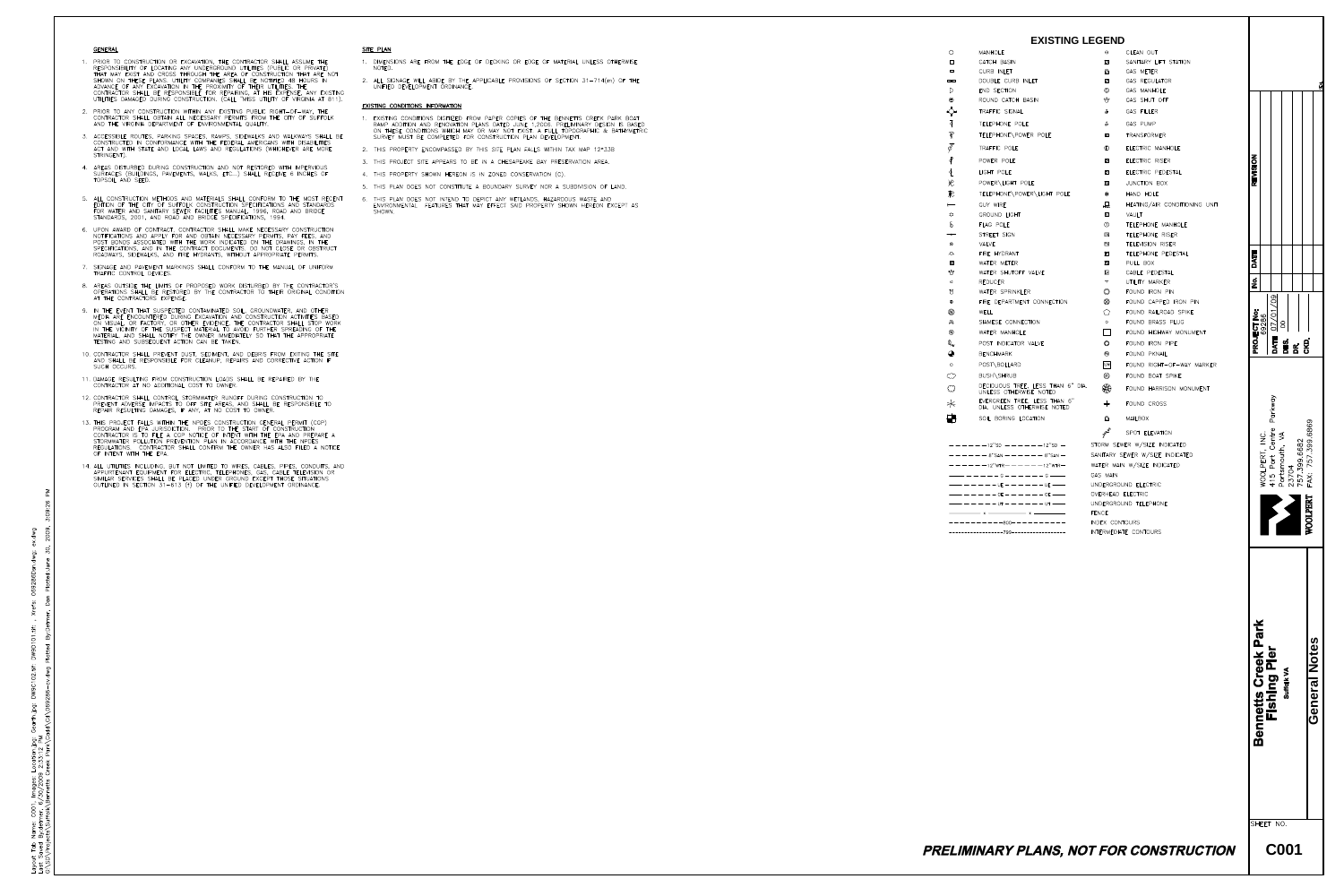## GENERAL

1. PRIOR TO CONSTRUCTION OR EXCAVATION, THE CONTRACTOR SHALL ASSUME THE RESPONSIBILITY OF LOCATING ANY UNDERGROUND UTILITIES (PUBLIC OR PRIVATE) THAT MAY EXIST AND CROSS THROUGH THE AREA OF CONSTRUCTION THAT ARE NOT SHOWN ON THESE PLANS. UTILITY COMPANIES SHALL BE NOTIFIED 48 HOURS IN ADVANCE OF ANY EXCAVATION IN THE PROXIMITY OF THEIR UTILITIES. THE CONTRACTOR SHALL BE RESPONSIBLE FOR REPAIRING, AT HIS EXPENSE, ANY EXISTING UTILITIES DAMAGED DURING CONSTRUCTION. (CALL "MISS UTILITY OF VIRGINIA AT 811).
2. PRIOR TO ANY CONSTRUCTION WITHIN ANY EXISTING PUBLIC RIGHT-OF-WAY, THE CONTRACTOR SHALL OBTAIN ALL NECESSARY PERMITS FROM THE CITY OF SUFFOLK AND THE VIRGINIA DEPARTMENT OF ENVIRONMENTAL QUALITY.
3. ACCESSIBLE ROUTES, PARKING SPACES, RAMPS, SIDEWALKS AND WALKWAYS SHALL BE CONSTRUCTED IN CONFORMANCE WITH THE FEDERAL AMERICANS WITH DISABILITIES ACT AND WITH STATE AND LOCAL LAWS AND REGULATIONS (WHICHEVER ARE MORE STRINGENT).
4. AREAS DISTURBED DURING CONSTRUCTION AND NOT RESTORED WITH IMPERVIOUS SURFACES (BUILDINGS, PAVEMENTS, WALKS, ETC...) SHALL RECEIVE 6 INCHES OF TOPSOIL AND SEED.
5. ALL CONSTRUCTION METHODS AND MATERIALS SHALL CONFORM TO THE MOST RECENT EDITION OF THE CITY OF SUFFOLK CONSTRUCTION SPECIFICATIONS AND STANDARDS FOR WATER AND SANITARY SEWER FACILITIES MANUAL, 1996, ROAD AND BRIDGE STANDARDS, 2001, AND ROAD AND BRIDGE SPECIFICATIONS, 1994.
6. UPON AWARD OF CONTRACT, CONTRACTOR SHALL MAKE NECESSARY CONSTRUCTION NOTIFICATIONS AND APPLY FOR AND OBTAIN NECESSARY PERMITS, PAY FEES, AND POST BONDS ASSOCIATED WITH THE WORK INDICATED ON THE DRAWINGS, IN THE SPECIFICATIONS, AND IN THE CONTRACT DOCUMENTS. DO NOT CLOSE OR OBSTRUCT ROADWAYS, SIDEWALKS, AND FIRE HYDRANTS, WITHOUT APPROPRIATE PERMITS.
7. SIGNAGE AND PAVEMENT MARKINGS SHALL CONFORM TO THE MANUAL OF UNIFORM TRAFFIC CONTROL DEVICES.
8. AREAS OUTSIDE THE LIMITS OF PROPOSED WORK DISTURBED BY THE CONTRACTOR'S OPERATIONS SHALL BE RESTORED BY THE CONTRACTOR TO THEIR ORIGINAL CONDITION AT THE CONTRACTORS' EXPENSE.
9. IN THE EVENT THAT SUSPECTED CONTAMINATED SOIL, GROUNDWATER, AND OTHER MEDIA ARE ENCOUNTERED DURING EXCAVATION AND CONSTRUCTION ACTIVITIES BASED ON VISUAL, OR FACTORY, OR OTHER EVIDENCE, THE CONTRACTOR SHALL STOP WORK IN THE VICINITY OF THE SUSPECT MATERIAL TO AVOID FURTHER SPREADING OF THE MATERIAL, AND SHALL NOTIFY THE OWNER IMMEDIATELY SO THAT THE APPROPRIATE TESTING AND SUBSEQUENT ACTION CAN BE TAKEN.
10. CONTRACTOR SHALL PREVENT DUST, SEDIMENT, AND DEBRIS FROM EXITING THE SITE AND SHALL BE RESPONSIBLE FOR CLEANUP, REPAIRS AND CORRECTIVE ACTION IF SUCH OCCURS.
11. DAMAGE RESULTING FROM CONSTRUCTION LOADS SHALL BE REPAIRED BY THE CONTRACTOR AT NO ADDITIONAL COST TO OWNER.
12. CONTRACTOR SHALL CONTROL STORMWATER RUNOFF DURING CONSTRUCTION TO PREVENT ADVERSE IMPACTS TO OFF SITE AREAS, AND SHALL BE RESPONSIBLE TO REPAIR RESULTING DAMAGES, IF ANY, AT NO COST TO OWNER.
13. THIS PROJECT FALLS WITHIN THE NPDES CONSTRUCTION GENERAL PERMIT (CGP) PROGRAM AND EPA JURISDICTION. PRIOR TO THE START OF CONSTRUCTION CONTRACTOR IS TO FILE A CGP NOTICE OF INTENT WITH THE EPA AND PREPARE A STORMWATER POLLUTION PREVENTION PLAN IN ACCORDANCE WITH THE NPDES REGULATIONS. CONTRACTOR SHALL CONFIRM THE OWNER HAS ALSO FILED A NOTICE OF INTENT WITH THE EPA.
14. ALL UTILITIES INCLUDING, BUT NOT LIMITED TO WIRES, CABLES, PIPES, CONDUITS, AND APPURTENANT EQUIPMENT FOR ELECTRIC, TELEPHONES, GAS, CABLE TELEVISION OR SIMILAR SERVICES SHALL BE PLACED UNDER GROUND EXCEPT THOSE SITUATIONS OUTLINED IN SECTION 31-613 (f) OF THE UNIFIED DEVELOPMENT ORDINANCE.

## SITE PLAN

1. DIMENSIONS ARE FROM THE EDGE OF DECKING OR EDGE OF MATERIAL UNLESS OTHERWISE NOTED.
2. ALL SIGNAGE WILL ABIDE BY THE APPLICABLE PROVISIONS OF SECTION 31-714(m) OF THE UNIFIED DEVELOPMENT ORDINANCE.

## EXISTING CONDITIONS INFORMATION

1. EXISTING CONDITIONS DIGITIZED FROM PAPER COPIES OF THE BENNETTS CREEK PARK BOAT RAMP ADDITION AND RENOVATION PLANS DATED JUNE 1, 2005. PRELIMINARY DESIGN IS BASED ON THESE CONDITIONS WHICH MAY OR MAY NOT EXIST. A FULL TOPOGRAPHIC & BATHYMETRIC SURVEY MUST BE COMPLETED FOR CONSTRUCTION PLAN DEVELOPMENT.
2. THIS PROPERTY ENCOMPASSED BY THIS SITE PLAN FALLS WITHIN TAX MAP 12*33B
3. THIS PROJECT SITE APPEARS TO BE IN A CHESAPEAKE BAY PRESERVATION AREA.
4. THIS PROPERTY SHOWN HEREON IS IN ZONED CONSERVATION (C).
5. THIS PLAN DOES NOT CONSTITUTE A BOUNDARY SURVEY NOR A SUBDIVISION OF LAND.
6. THIS PLAN DOES NOT INTEND TO DEPICT ANY WETLANDS, HAZARDOUS WASTE AND ENVIRONMENTAL FEATURES THAT MAY EFFECT SAID PROPERTY SHOWN HEREON EXCEPT AS SHOWN.

## EXISTING LEGEND

| | |
|---|---|
| MANHOLE | CLEAN OUT |
| CATCH BASIN | SANITARY LIFT STATION |
| CURB INLET | GAS METER |
| DOUBLE CURB INLET | GAS REGULATOR |
| END SECTION | GAS MANHOLE |
| ROUND CATCH BASIN | GAS SHUT OFF |
| TRAFFIC SIGNAL | GAS FILLER |
| TELEPHONE POLE | GAS PUMP |
| TELEPHONE\POWER POLE | TRANSFORMER |
| TRAFFIC POLE | ELECTRIC MANHOLE |
| POWER POLE | ELECTRIC RISER |
| LIGHT POLE | ELECTRIC PEDESTAL |
| POWER\LIGHT POLE | JUNCTION BOX |
| TELEPHONE\POWER\LIGHT POLE | HAND HOLE |
| GUY WIRE | HEATING/AIR CONDITIONING UNIT |
| GROUND LIGHT | VAULT |
| FLAG POLE | TELEPHONE MANHOLE |
| STREET SIGN | TELEPHONE RISER |
| VALVE | TELEVISION RISER |
| FIRE HYDRANT | TELEPHONE PEDESTAL |
| WATER METER | PULL BOX |
| WATER SHUTOFF VALVE | CABLE PEDESTAL |
| REDUCER | UTILITY MARKER |
| WATER SPRINKLER | FOUND IRON PIN |
| FIRE DEPARTMENT CONNECTION | FOUND CAPPED IRON PIN |
| WELL | FOUND RAILROAD SPIKE |
| SIAMESE CONNECTION | FOUND BRASS PLUG |
| WATER MANHOLE | FOUND HIGHWAY MONUMENT |
| POST INDICATOR VALVE | FOUND IRON PIPE |
| BENCHMARK | FOUND PKNAIL |
| POST\BOLLARD | FOUND RIGHT-OF-WAY MARKER |
| BUSH\SHRUB | FOUND BOAT SPIKE |
| DECIDUOUS TREE, LESS THAN 6" DIA. UNLESS OTHERWISE NOTED | FOUND HARRISON MONUMENT |
| EVERGREEN TREE, LESS THAN 6" DIA. UNLESS OTHERWISE NOTED | FOUND CROSS |
| SOIL BORING LOCATION | MAILBOX |
| | SPOT ELEVATION |

| Line | Description |
|---|---|
| 12"SD | STORM SEWER W/SIZE INDICATED |
| 8"SAN | SANITARY SEWER W/SIZE INDICATED |
| 12"WM | WATER MAIN W/SIZE INDICATED |
| G | GAS MAIN |
| UE | UNDERGROUND ELECTRIC |
| OE | OVERHEAD ELECTRIC |
| UT | UNDERGROUND TELEPHONE |
| X | FENCE |
| 800 | INDEX CONTOURS |
| 798 | INTERMEDIATE CONTOURS |

**PRELIMINARY PLANS, NOT FOR CONSTRUCTION**

| REVISION | | |
|---|---|---|
| No. | DATE | |

PROJECT No: 69286
DATE: 07/01/09
DES. DD
DR.
CKD.

WOOLPERT, INC.
415 Port Centre Parkway
Portsmouth, VA
23704
757.399.6682
FAX: 757.399.6869

**Bennetts Creek Park Fishing Pier**
Suffolk VA

**General Notes**

SHEET NO.
**C001**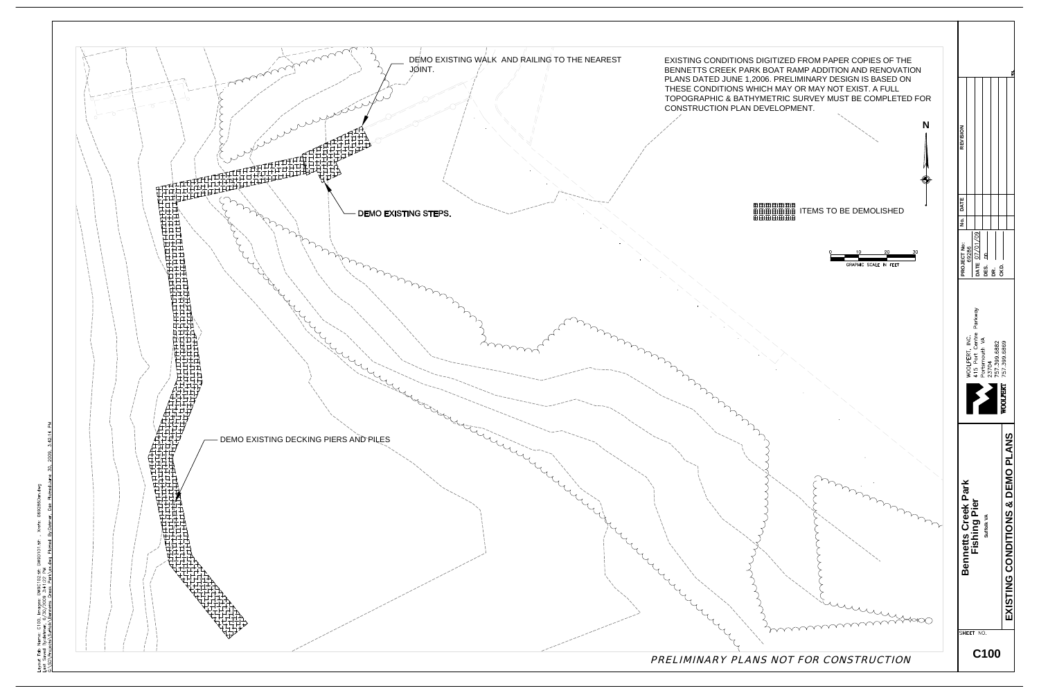EXISTING CONDITIONS DIGITIZED FROM PAPER COPIES OF THE BENNETTS CREEK PARK BOAT RAMP ADDITION AND RENOVATION PLANS DATED JUNE 1,2006. PRELIMINARY DESIGN IS BASED ON THESE CONDITIONS WHICH MAY OR MAY NOT EXIST. A FULL TOPOGRAPHIC & BATHYMETRIC SURVEY MUST BE COMPLETED FOR CONSTRUCTION PLAN DEVELOPMENT.

DEMO EXISTING WALK AND RAILING TO THE NEAREST JOINT.

DEMO EXISTING STEPS.

DEMO EXISTING DECKING PIERS AND PILES

ITEMS TO BE DEMOLISHED

N

0 10 20 30
GRAPHIC SCALE IN FEET

*PRELIMINARY PLANS NOT FOR CONSTRUCTION*

| No. | DATE | REVISION |
|---|---|---|
| | | |

PROJECT No: 69286
DATE 07/01/09
DES. JD
DR.
CKD.

WOOLPERT, INC.
415 Port Centre Parkway
Portsmouth VA
23704
757.399.6882
757.399.6869

**Bennetts Creek Park Fishing Pier**
Suffolk VA

**EXISTING CONDITIONS & DEMO PLANS**

SHEET NO.
**C100**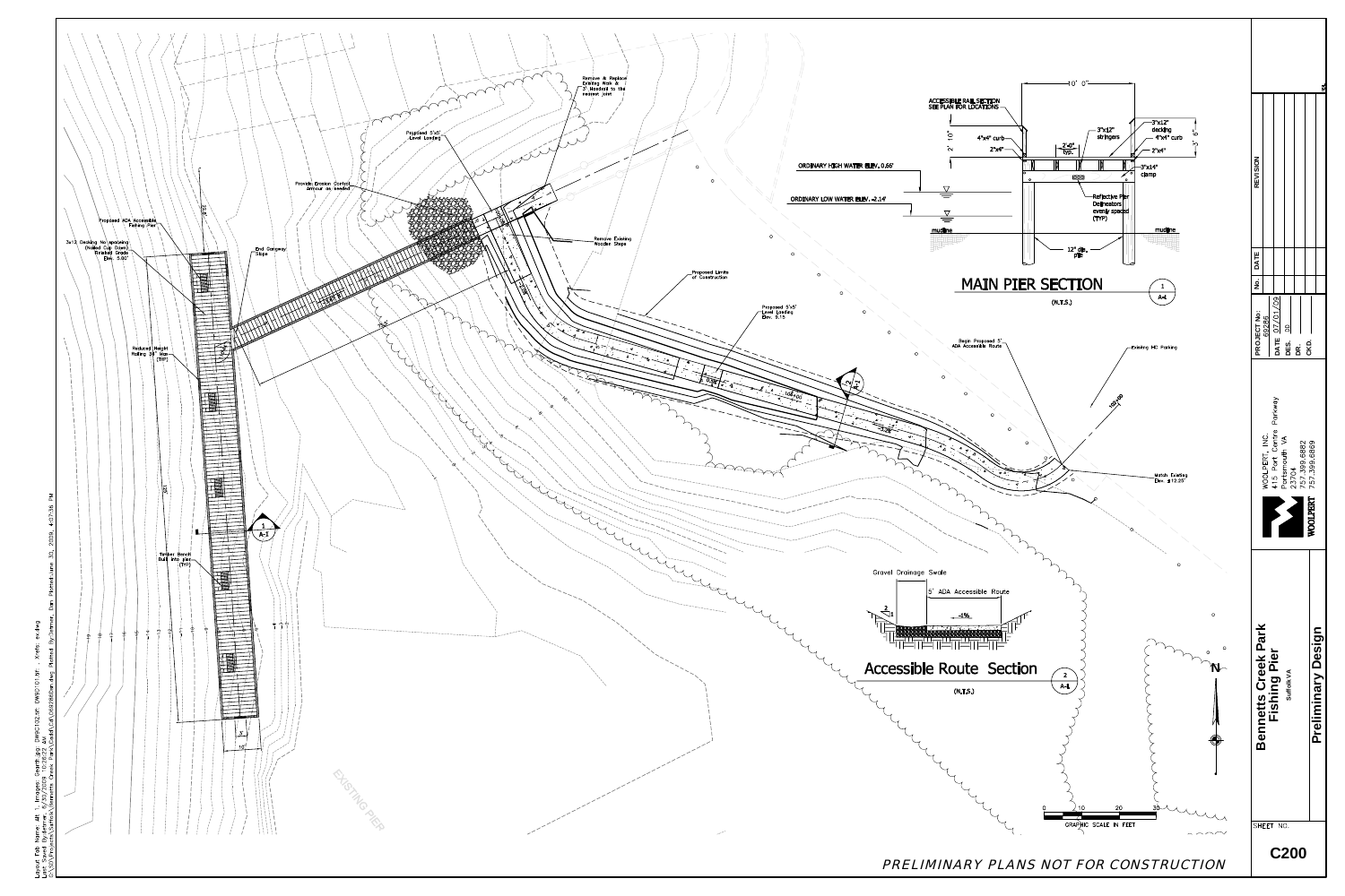Remove & Replace Existing Walk & 3' Headwall to the nearest joint

Proposed 5'x5' Level Landing

Provide Erosion Control Armour as needed

Proposed ADA Accessible Fishing Pier

3x12 Decking No spacing (Nailed Cup Down) Finished Grade Elev. 5.00'

End Gangway Slope

Remove Existing Wooden Steps

Proposed Limits of Construction

Reduced Height Railing 34" Max (TYP)

Proposed 5'x5' Level Landing Elev. 9.15

Begin Proposed 5' ADA Accessible Route

Existing HC Parking

Match Existing Elev. ±12.25'

Timber Benches Built into pier (TYP)

ACCESSIBLE RAIL SECTION SEE PLAN FOR LOCATIONS

10' 0"

2' 10"

3' 6"

4"x4" curb

2"x4"

2"x8" typ.

3"x12" stringers

3"x12" decking

4"x4" curb

2"x4"

3"x14" clamp

ORDINARY HIGH WATER ELEV. 0.66'

ORDINARY LOW WATER ELEV. -2.14'

Reflective Pier Delineators evenly spaced (TYP)

mudline

mudline

12" dia. pile

## MAIN PIER SECTION

(N.T.S.)

1 A-1

Gravel Drainage Swale

5' ADA Accessible Route

~1%

## Accessible Route Section

(N.T.S.)

2 A-1

EXISTING PIER

GRAPHIC SCALE IN FEET

0 10 20 30

N

PRELIMINARY PLANS NOT FOR CONSTRUCTION

| REVISION | DATE | No. |
|---|---|---|
| | | |

PROJECT No: 69266
DATE 07/01/09
DES. JD
DR.
CKD.

WOOLPERT, INC.
415 Port Centre Parkway
Portsmouth VA
23704
757.399.6882
757.399.6869

**Bennetts Creek Park Fishing Pier**
Suffolk VA

**Preliminary Design**

SHEET NO.

**C200**